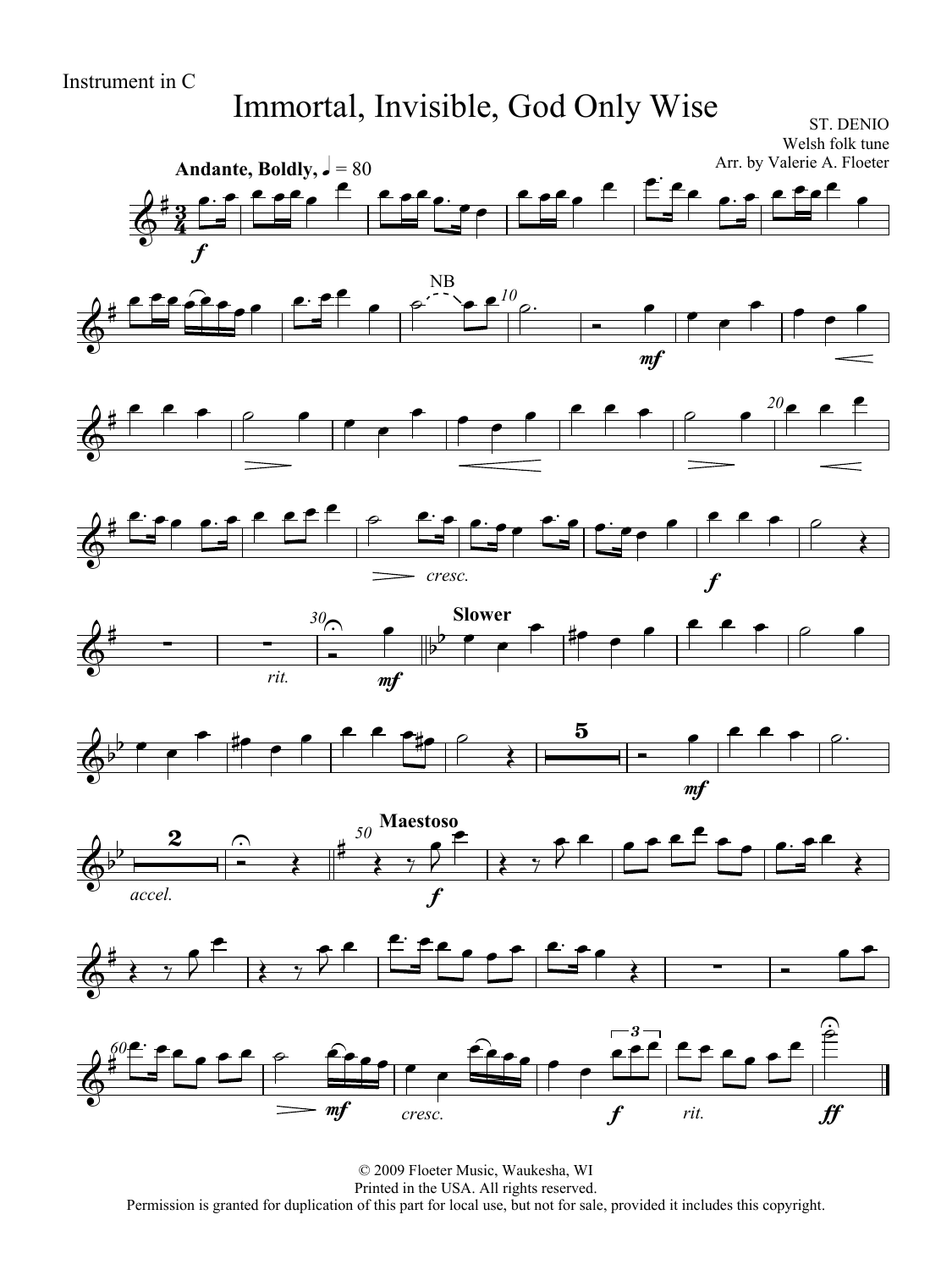Instrument in C

# Immortal, Invisible, God Only Wise

ST. DENIO
Welsh folk tune
Arr. by Valerie A. Floeter

© 2009 Floeter Music, Waukesha, WI
Printed in the USA. All rights reserved.
Permission is granted for duplication of this part for local use, but not for sale, provided it includes this copyright.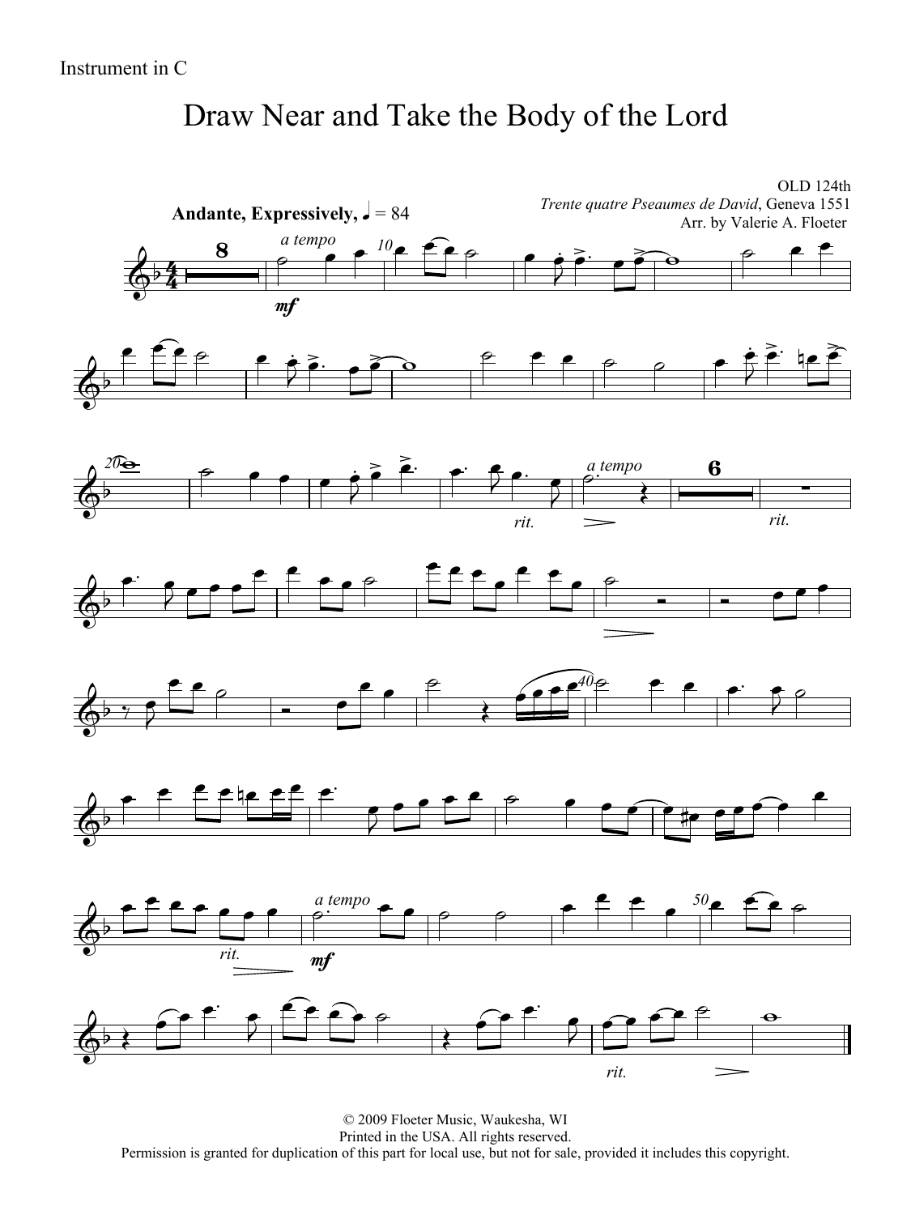Instrument in C

# Draw Near and Take the Body of the Lord

OLD 124th
*Trente quatre Pseaumes de David*, Geneva 1551
Arr. by Valerie A. Floeter

**Andante, Expressively,** ♩ = 84

© 2009 Floeter Music, Waukesha, WI
Printed in the USA. All rights reserved.
Permission is granted for duplication of this part for local use, but not for sale, provided it includes this copyright.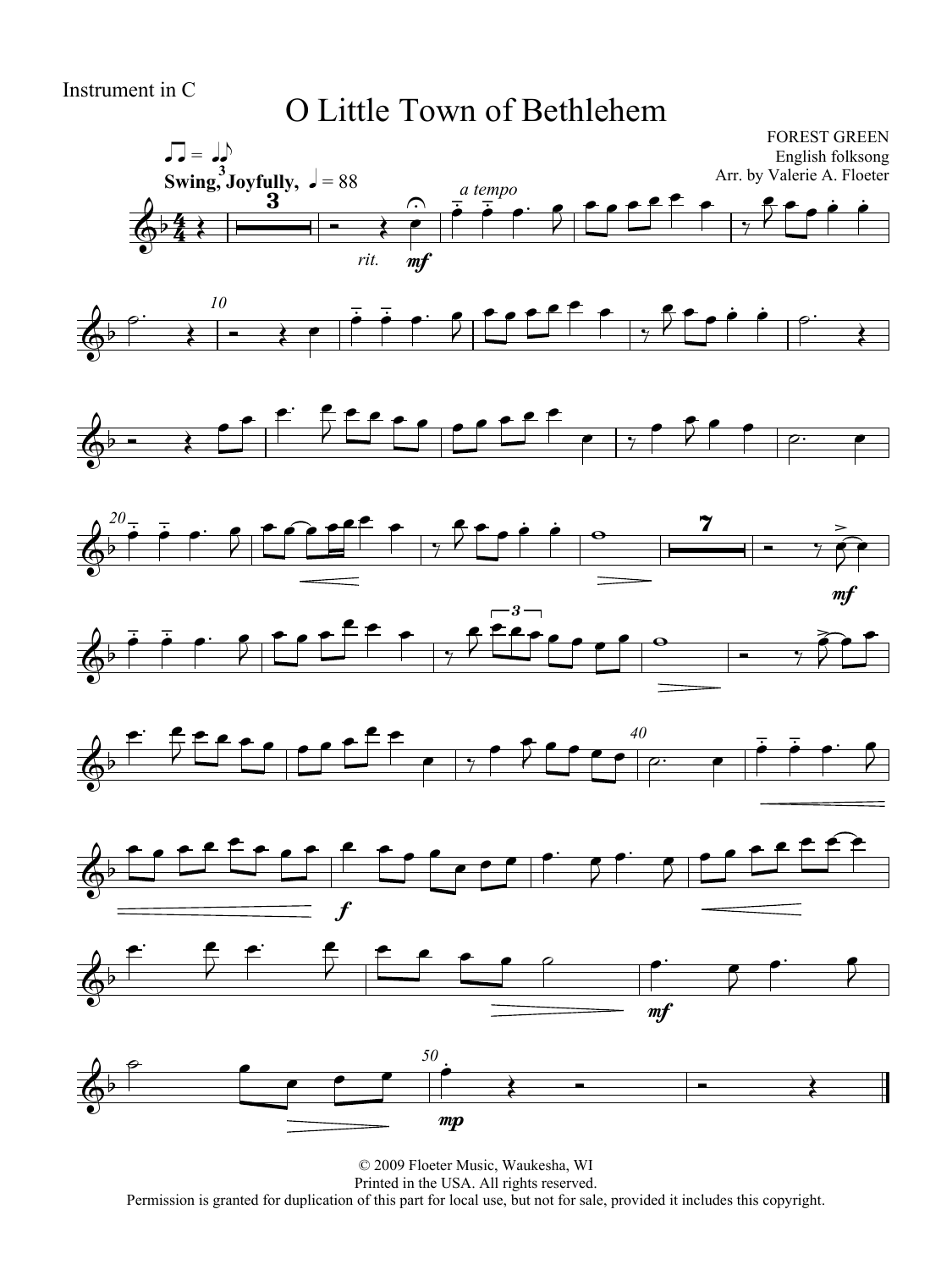Instrument in C

# O Little Town of Bethlehem

FOREST GREEN
English folksong
Arr. by Valerie A. Floeter

Swing, Joyfully, ♩ = 88

© 2009 Floeter Music, Waukesha, WI
Printed in the USA. All rights reserved.
Permission is granted for duplication of this part for local use, but not for sale, provided it includes this copyright.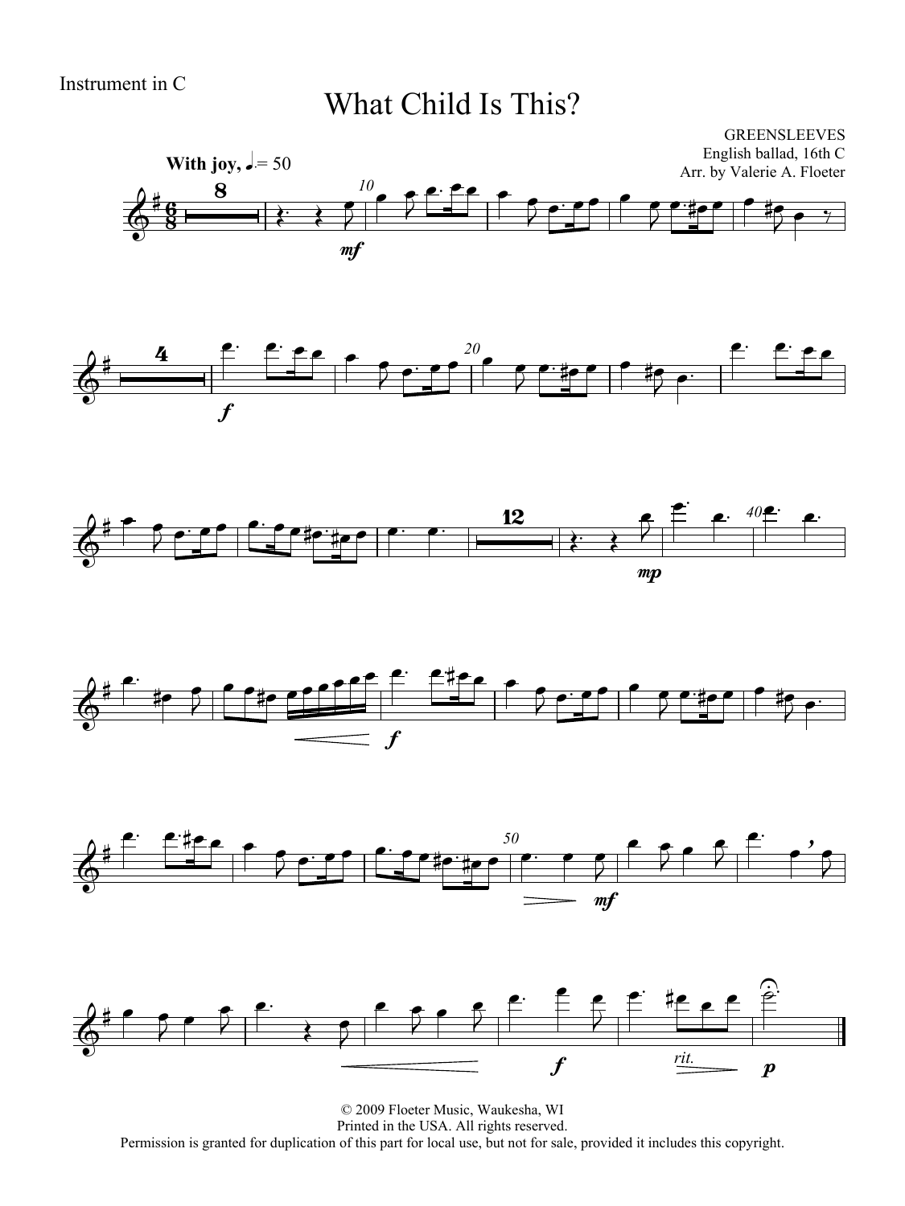Instrument in C

# What Child Is This?

GREENSLEEVES
English ballad, 16th C
Arr. by Valerie A. Floeter

**With joy,** ♩. = 50

© 2009 Floeter Music, Waukesha, WI
Printed in the USA. All rights reserved.
Permission is granted for duplication of this part for local use, but not for sale, provided it includes this copyright.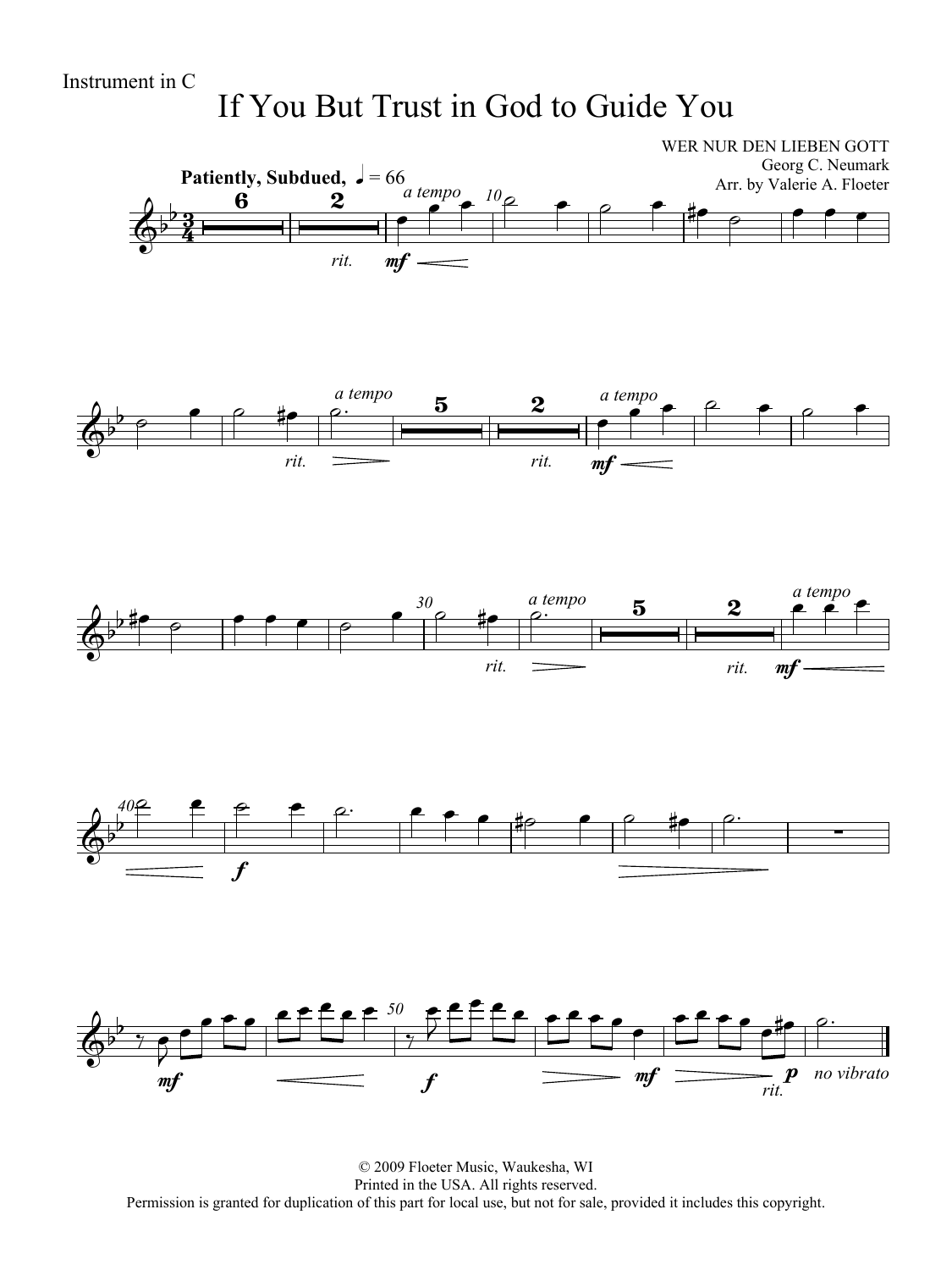Instrument in C

# If You But Trust in God to Guide You

WER NUR DEN LIEBEN GOTT
Georg C. Neumark
Arr. by Valerie A. Floeter

**Patiently, Subdued,** ♩ = 66

© 2009 Floeter Music, Waukesha, WI
Printed in the USA. All rights reserved.
Permission is granted for duplication of this part for local use, but not for sale, provided it includes this copyright.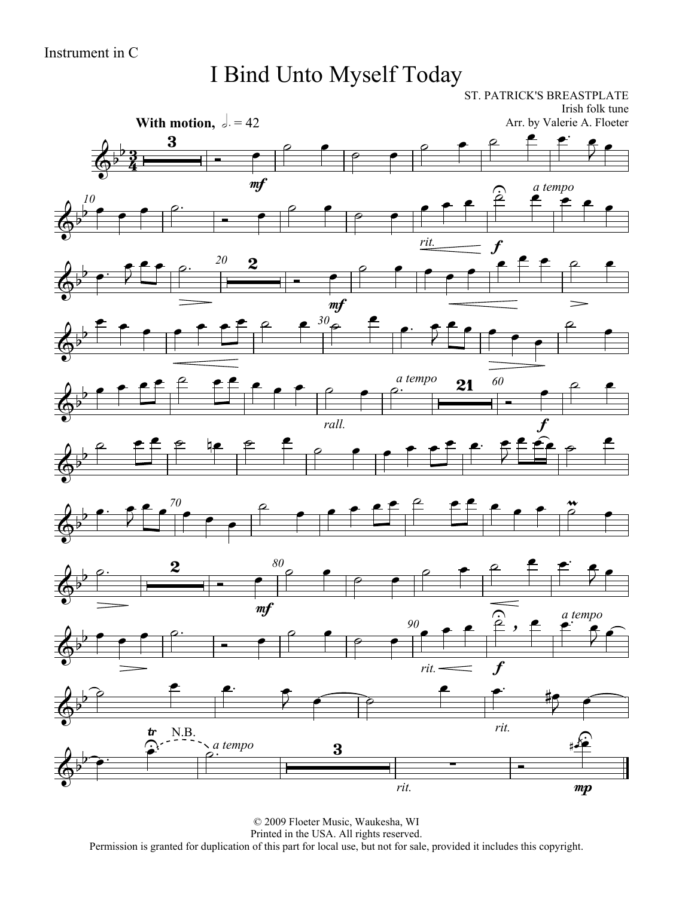Instrument in C

# I Bind Unto Myself Today

ST. PATRICK'S BREASTPLATE
Irish folk tune
Arr. by Valerie A. Floeter

**With motion,** ♩. = 42

© 2009 Floeter Music, Waukesha, WI
Printed in the USA. All rights reserved.
Permission is granted for duplication of this part for local use, but not for sale, provided it includes this copyright.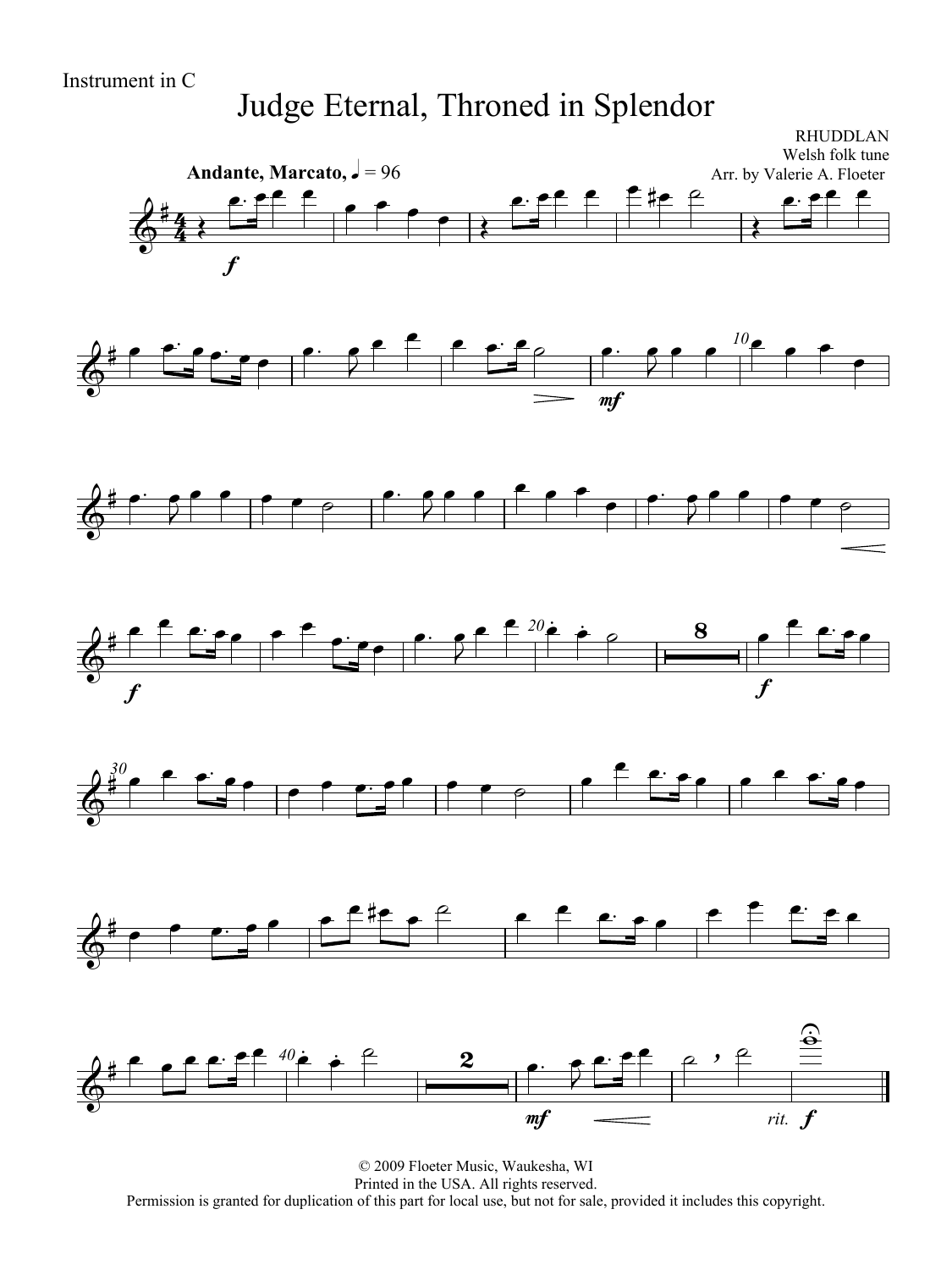Instrument in C

# Judge Eternal, Throned in Splendor

RHUDDLAN
Welsh folk tune
Arr. by Valerie A. Floeter

**Andante, Marcato,** ♩ = 96

© 2009 Floeter Music, Waukesha, WI
Printed in the USA. All rights reserved.
Permission is granted for duplication of this part for local use, but not for sale, provided it includes this copyright.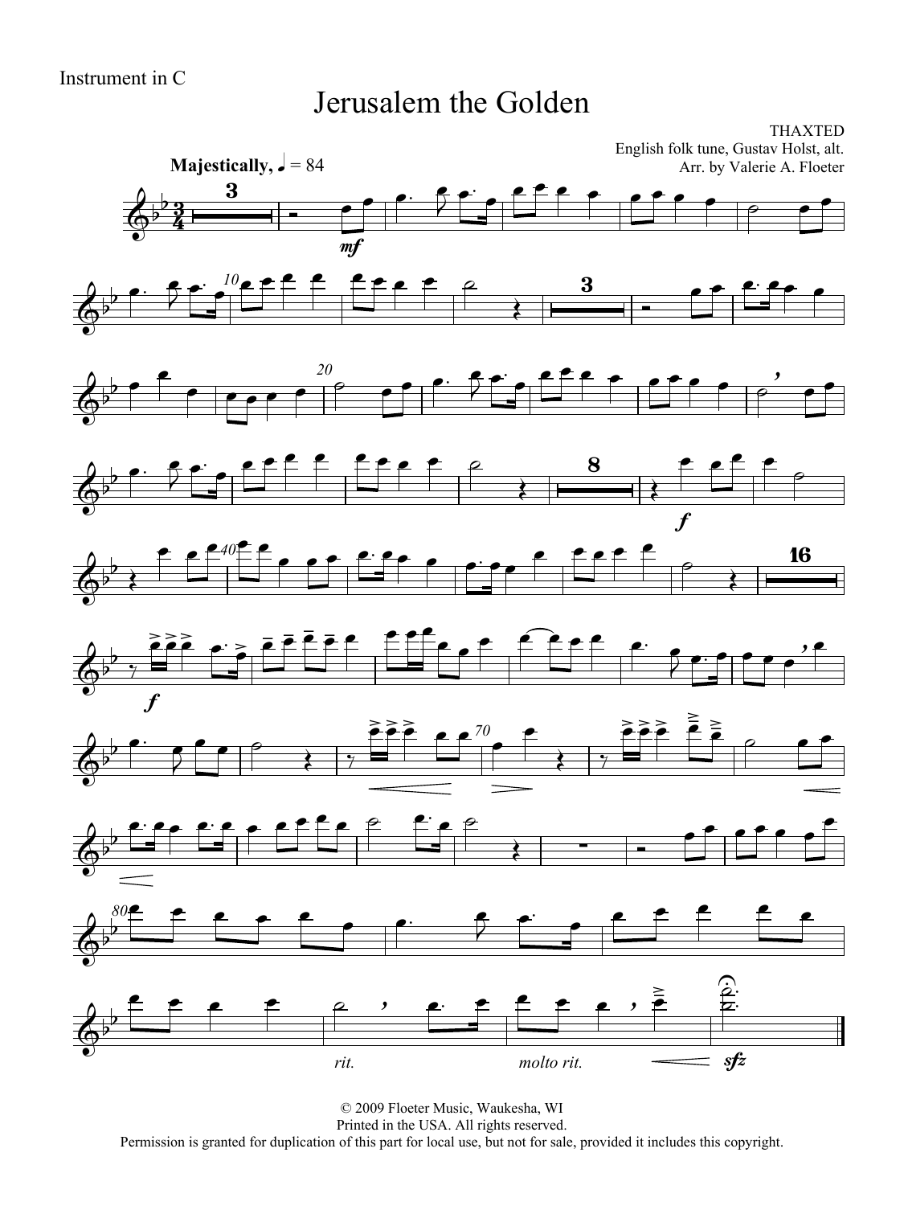Instrument in C

# Jerusalem the Golden

THAXTED
English folk tune, Gustav Holst, alt.
Arr. by Valerie A. Floeter

**Majestically,** ♩ = 84

© 2009 Floeter Music, Waukesha, WI
Printed in the USA. All rights reserved.
Permission is granted for duplication of this part for local use, but not for sale, provided it includes this copyright.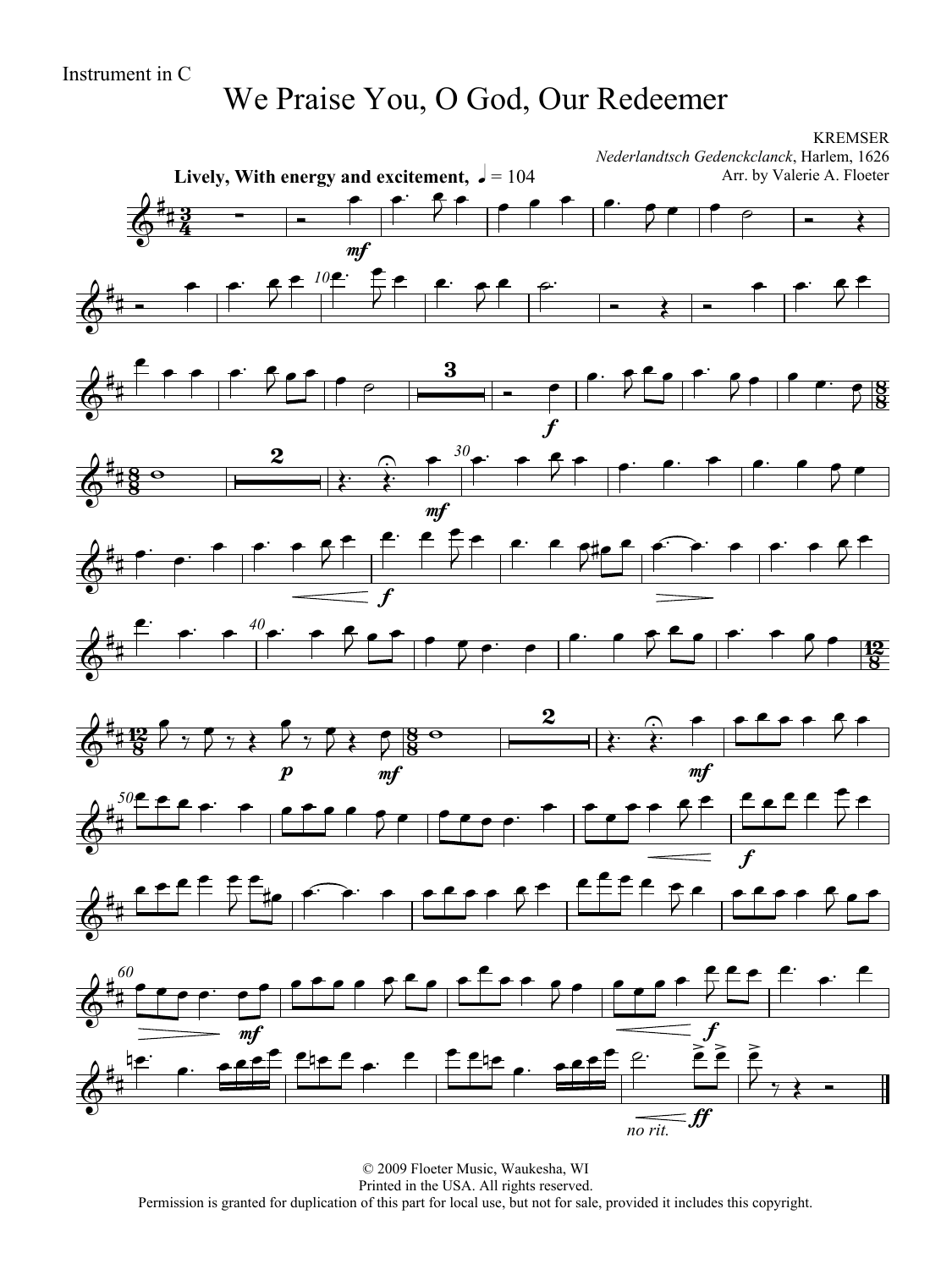Instrument in C

# We Praise You, O God, Our Redeemer

KREMSER
*Nederlandtsch Gedenckclanck*, Harlem, 1626
Arr. by Valerie A. Floeter

**Lively, With energy and excitement,** ♩ = 104

© 2009 Floeter Music, Waukesha, WI
Printed in the USA. All rights reserved.
Permission is granted for duplication of this part for local use, but not for sale, provided it includes this copyright.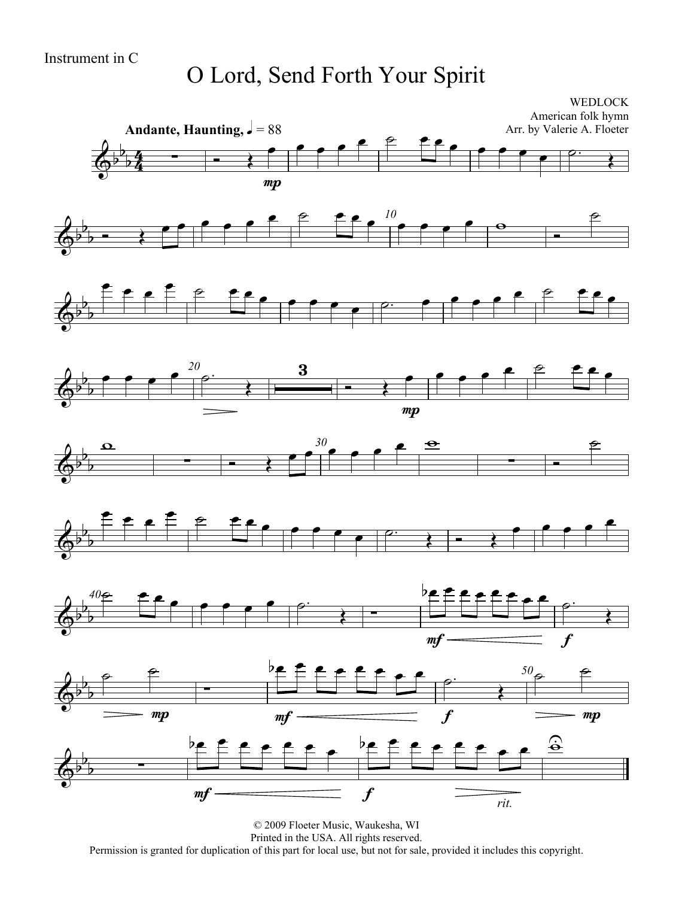Instrument in C

# O Lord, Send Forth Your Spirit

WEDLOCK
American folk hymn
Arr. by Valerie A. Floeter

**Andante, Haunting,** ♩ = 88

© 2009 Floeter Music, Waukesha, WI
Printed in the USA. All rights reserved.
Permission is granted for duplication of this part for local use, but not for sale, provided it includes this copyright.